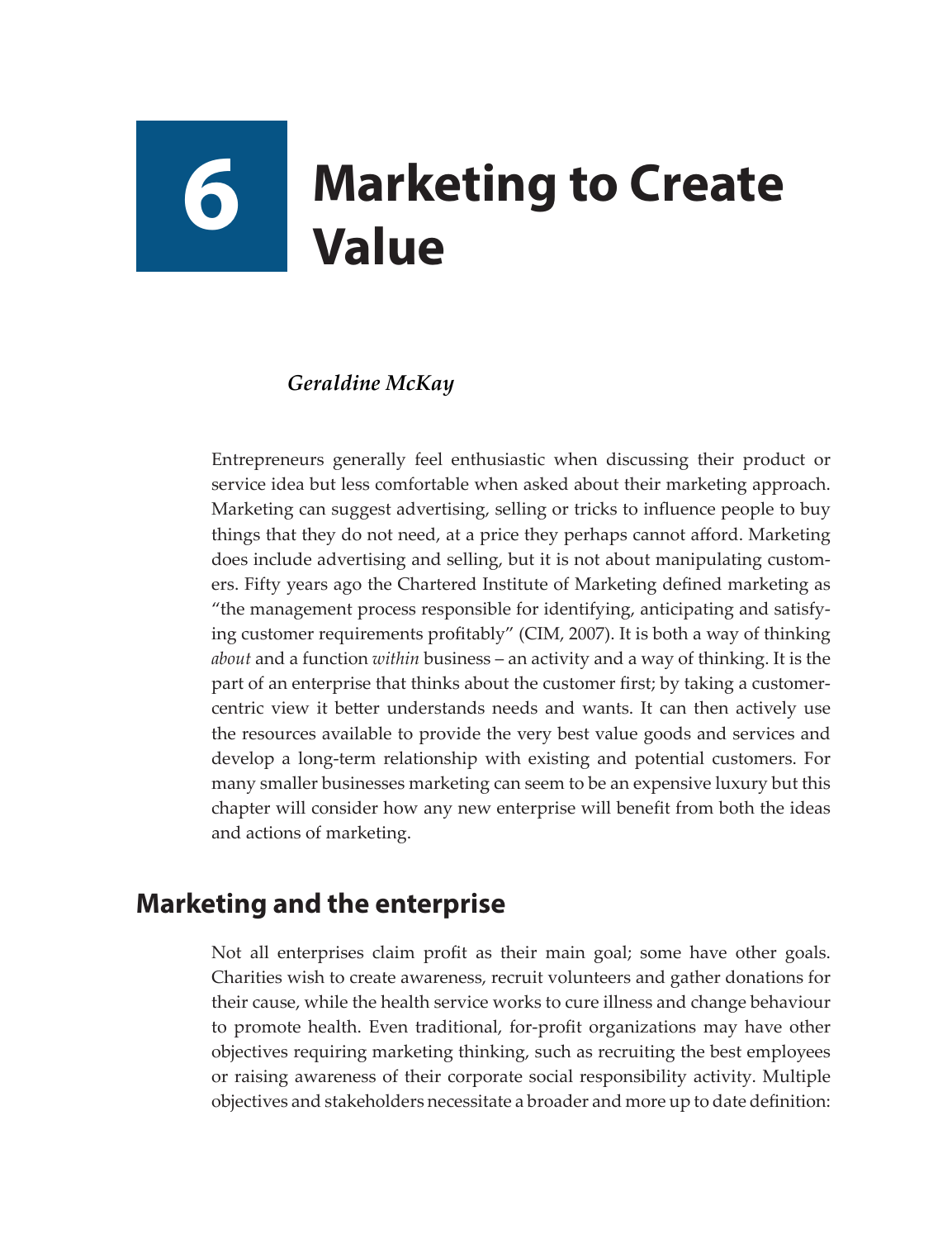# 6 Marketing to Create Value

*Geraldine McKay*

Entrepreneurs generally feel enthusiastic when discussing their product or service idea but less comfortable when asked about their marketing approach. Marketing can suggest advertising, selling or tricks to influence people to buy things that they do not need, at a price they perhaps cannot afford. Marketing does include advertising and selling, but it is not about manipulating customers. Fifty years ago the Chartered Institute of Marketing defined marketing as "the management process responsible for identifying, anticipating and satisfying customer requirements profitably" (CIM, 2007). It is both a way of thinking *about* and a function *within* business – an activity and a way of thinking. It is the part of an enterprise that thinks about the customer first; by taking a customer-centric view it better understands needs and wants. It can then actively use the resources available to provide the very best value goods and services and develop a long-term relationship with existing and potential customers. For many smaller businesses marketing can seem to be an expensive luxury but this chapter will consider how any new enterprise will benefit from both the ideas and actions of marketing.

## Marketing and the enterprise

Not all enterprises claim profit as their main goal; some have other goals. Charities wish to create awareness, recruit volunteers and gather donations for their cause, while the health service works to cure illness and change behaviour to promote health. Even traditional, for-profit organizations may have other objectives requiring marketing thinking, such as recruiting the best employees or raising awareness of their corporate social responsibility activity. Multiple objectives and stakeholders necessitate a broader and more up to date definition: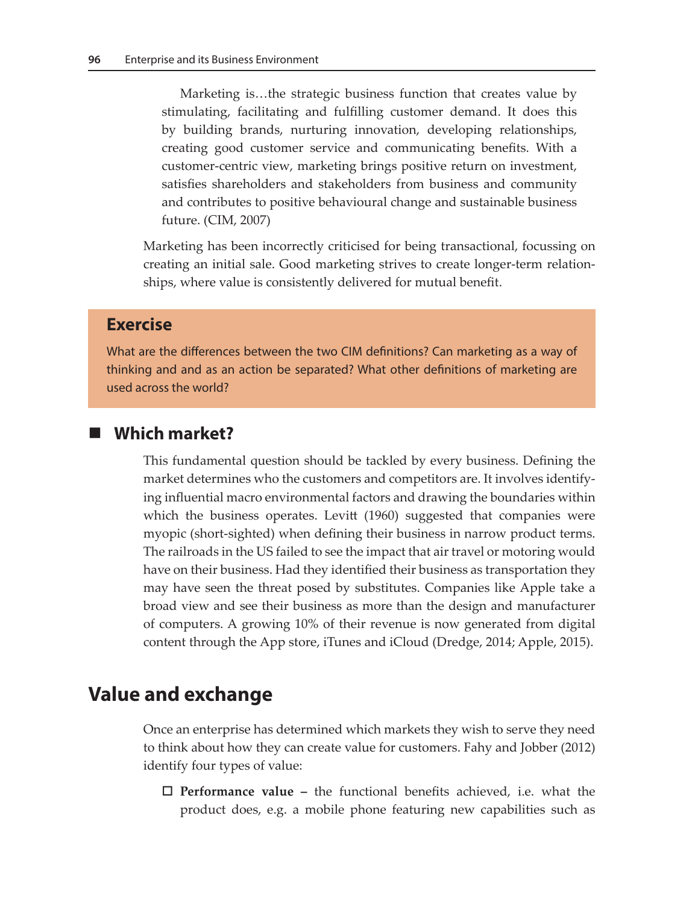> Marketing is…the strategic business function that creates value by stimulating, facilitating and fulfilling customer demand. It does this by building brands, nurturing innovation, developing relationships, creating good customer service and communicating benefits. With a customer-centric view, marketing brings positive return on investment, satisfies shareholders and stakeholders from business and community and contributes to positive behavioural change and sustainable business future. (CIM, 2007)

Marketing has been incorrectly criticised for being transactional, focussing on creating an initial sale. Good marketing strives to create longer-term relationships, where value is consistently delivered for mutual benefit.

> **Exercise**
>
> What are the differences between the two CIM definitions? Can marketing as a way of thinking and and as an action be separated? What other definitions of marketing are used across the world?

### Which market?

This fundamental question should be tackled by every business. Defining the market determines who the customers and competitors are. It involves identifying influential macro environmental factors and drawing the boundaries within which the business operates. Levitt (1960) suggested that companies were myopic (short-sighted) when defining their business in narrow product terms. The railroads in the US failed to see the impact that air travel or motoring would have on their business. Had they identified their business as transportation they may have seen the threat posed by substitutes. Companies like Apple take a broad view and see their business as more than the design and manufacturer of computers. A growing 10% of their revenue is now generated from digital content through the App store, iTunes and iCloud (Dredge, 2014; Apple, 2015).

## Value and exchange

Once an enterprise has determined which markets they wish to serve they need to think about how they can create value for customers. Fahy and Jobber (2012) identify four types of value:

- **Performance value** – the functional benefits achieved, i.e. what the product does, e.g. a mobile phone featuring new capabilities such as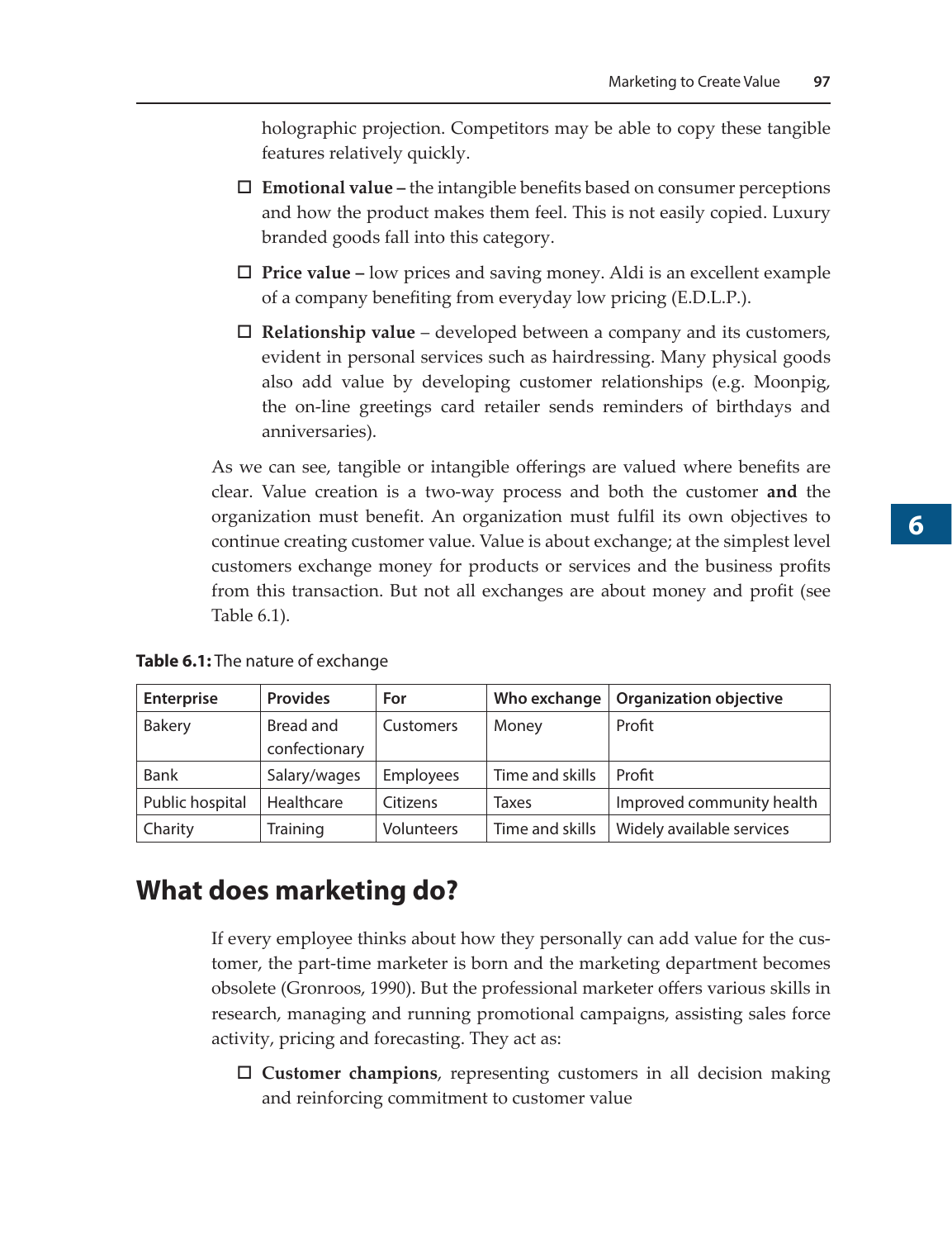holographic projection. Competitors may be able to copy these tangible features relatively quickly.

- **Emotional value –** the intangible benefits based on consumer perceptions and how the product makes them feel. This is not easily copied. Luxury branded goods fall into this category.
- **Price value –** low prices and saving money. Aldi is an excellent example of a company benefiting from everyday low pricing (E.D.L.P.).
- **Relationship value** – developed between a company and its customers, evident in personal services such as hairdressing. Many physical goods also add value by developing customer relationships (e.g. Moonpig, the on-line greetings card retailer sends reminders of birthdays and anniversaries).

As we can see, tangible or intangible offerings are valued where benefits are clear. Value creation is a two-way process and both the customer **and** the organization must benefit. An organization must fulfil its own objectives to continue creating customer value. Value is about exchange; at the simplest level customers exchange money for products or services and the business profits from this transaction. But not all exchanges are about money and profit (see Table 6.1).

**Table 6.1:** The nature of exchange

| Enterprise | Provides | For | Who exchange | Organization objective |
|---|---|---|---|---|
| Bakery | Bread and confectionary | Customers | Money | Profit |
| Bank | Salary/wages | Employees | Time and skills | Profit |
| Public hospital | Healthcare | Citizens | Taxes | Improved community health |
| Charity | Training | Volunteers | Time and skills | Widely available services |

## What does marketing do?

If every employee thinks about how they personally can add value for the customer, the part-time marketer is born and the marketing department becomes obsolete (Gronroos, 1990). But the professional marketer offers various skills in research, managing and running promotional campaigns, assisting sales force activity, pricing and forecasting. They act as:

- **Customer champions**, representing customers in all decision making and reinforcing commitment to customer value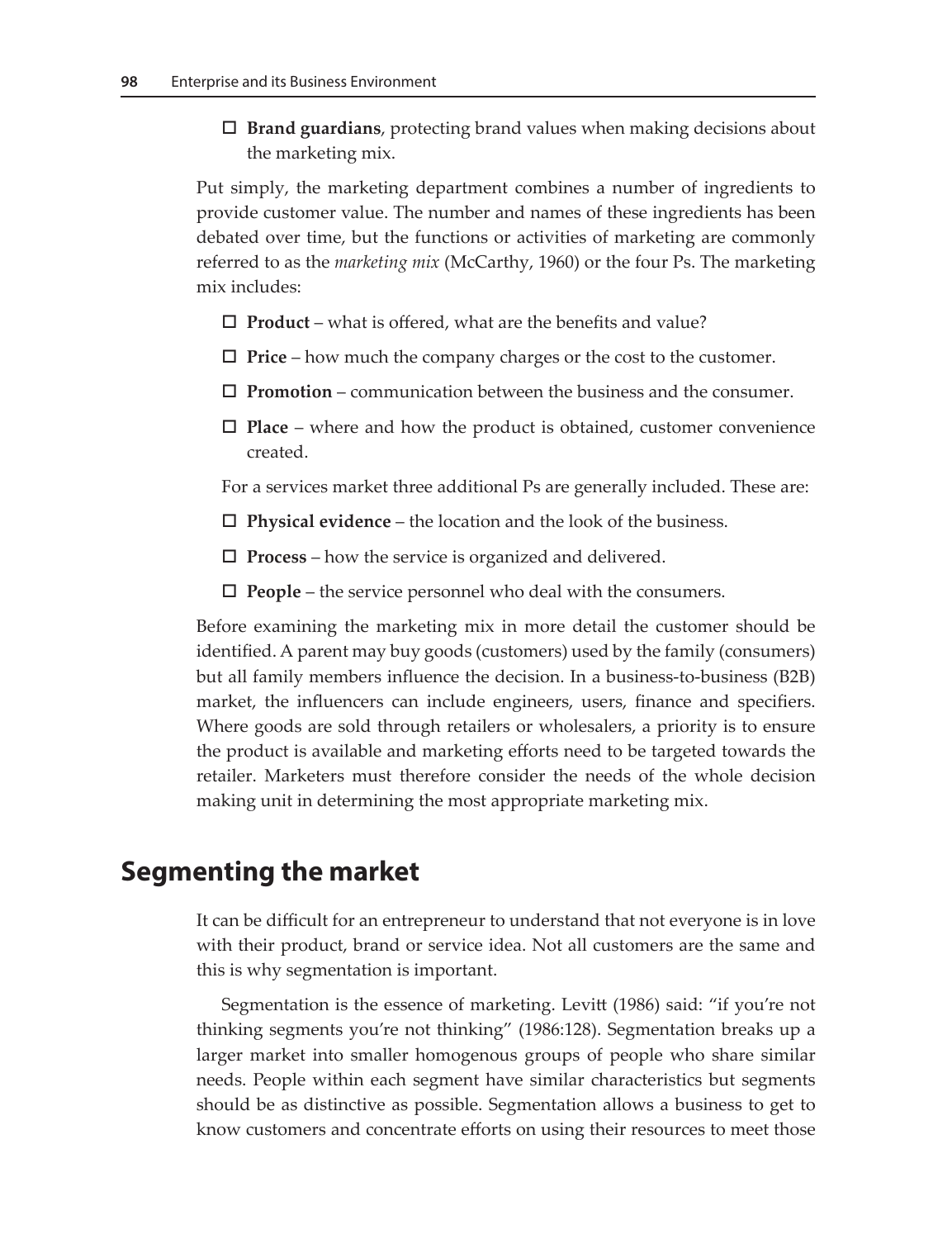- **Brand guardians**, protecting brand values when making decisions about the marketing mix.

Put simply, the marketing department combines a number of ingredients to provide customer value. The number and names of these ingredients has been debated over time, but the functions or activities of marketing are commonly referred to as the *marketing mix* (McCarthy, 1960) or the four Ps. The marketing mix includes:

- **Product** – what is offered, what are the benefits and value?
- **Price** – how much the company charges or the cost to the customer.
- **Promotion** – communication between the business and the consumer.
- **Place** – where and how the product is obtained, customer convenience created.

For a services market three additional Ps are generally included. These are:

- **Physical evidence** – the location and the look of the business.
- **Process** – how the service is organized and delivered.
- **People** – the service personnel who deal with the consumers.

Before examining the marketing mix in more detail the customer should be identified. A parent may buy goods (customers) used by the family (consumers) but all family members influence the decision. In a business-to-business (B2B) market, the influencers can include engineers, users, finance and specifiers. Where goods are sold through retailers or wholesalers, a priority is to ensure the product is available and marketing efforts need to be targeted towards the retailer. Marketers must therefore consider the needs of the whole decision making unit in determining the most appropriate marketing mix.

## Segmenting the market

It can be difficult for an entrepreneur to understand that not everyone is in love with their product, brand or service idea. Not all customers are the same and this is why segmentation is important.

Segmentation is the essence of marketing. Levitt (1986) said: "if you're not thinking segments you're not thinking" (1986:128). Segmentation breaks up a larger market into smaller homogenous groups of people who share similar needs. People within each segment have similar characteristics but segments should be as distinctive as possible. Segmentation allows a business to get to know customers and concentrate efforts on using their resources to meet those